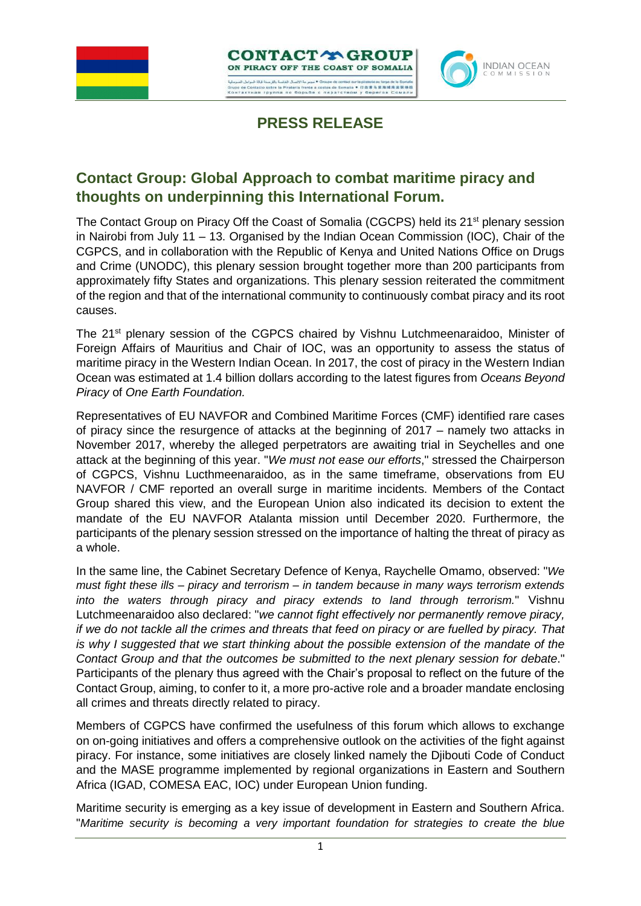## PRESS RELEASE

# Contact Group: Global Approach to combat maritime piracy and thoughts on underpinning this International Forum.

The Contact Group on Piracy Off the Coast of Somalia (CGCPS) held its 21st plenary session in Nairobi from July 11 – 13. Organised by the Indian Ocean Commission (IOC), Chair of the CGPCS, and in collaboration with the Republic of Kenya and United Nations Office on Drugs and Crime (UNODC), this plenary session brought together more than 200 participants from approximately fifty States and organizations. This plenary session reiterated the commitment of the region and that of the international community to continuously combat piracy and its root causes.

The 21st plenary session of the CGPCS chaired by Vishnu Lutchmeenaraidoo, Minister of Foreign Affairs of Mauritius and Chair of IOC, was an opportunity to assess the status of maritime piracy in the Western Indian Ocean. In 2017, the cost of piracy in the Western Indian Ocean was estimated at 1.4 billion dollars according to the latest figures from *Oceans Beyond Piracy* of *One Earth Foundation.*

Representatives of EU NAVFOR and Combined Maritime Forces (CMF) identified rare cases of piracy since the resurgence of attacks at the beginning of 2017 – namely two attacks in November 2017, whereby the alleged perpetrators are awaiting trial in Seychelles and one attack at the beginning of this year. "*We must not ease our efforts*," stressed the Chairperson of CGPCS, Vishnu Lucthmeenaraidoo, as in the same timeframe, observations from EU NAVFOR / CMF reported an overall surge in maritime incidents. Members of the Contact Group shared this view, and the European Union also indicated its decision to extent the mandate of the EU NAVFOR Atalanta mission until December 2020. Furthermore, the participants of the plenary session stressed on the importance of halting the threat of piracy as a whole.

In the same line, the Cabinet Secretary Defence of Kenya, Raychelle Omamo, observed: "*We must fight these ills – piracy and terrorism – in tandem because in many ways terrorism extends into the waters through piracy and piracy extends to land through terrorism.*" Vishnu Lutchmeenaraidoo also declared: "*we cannot fight effectively nor permanently remove piracy, if we do not tackle all the crimes and threats that feed on piracy or are fuelled by piracy. That is why I suggested that we start thinking about the possible extension of the mandate of the Contact Group and that the outcomes be submitted to the next plenary session for debate*." Participants of the plenary thus agreed with the Chair's proposal to reflect on the future of the Contact Group, aiming, to confer to it, a more pro-active role and a broader mandate enclosing all crimes and threats directly related to piracy.

Members of CGPCS have confirmed the usefulness of this forum which allows to exchange on on-going initiatives and offers a comprehensive outlook on the activities of the fight against piracy. For instance, some initiatives are closely linked namely the Djibouti Code of Conduct and the MASE programme implemented by regional organizations in Eastern and Southern Africa (IGAD, COMESA EAC, IOC) under European Union funding.

Maritime security is emerging as a key issue of development in Eastern and Southern Africa. "*Maritime security is becoming a very important foundation for strategies to create the blue*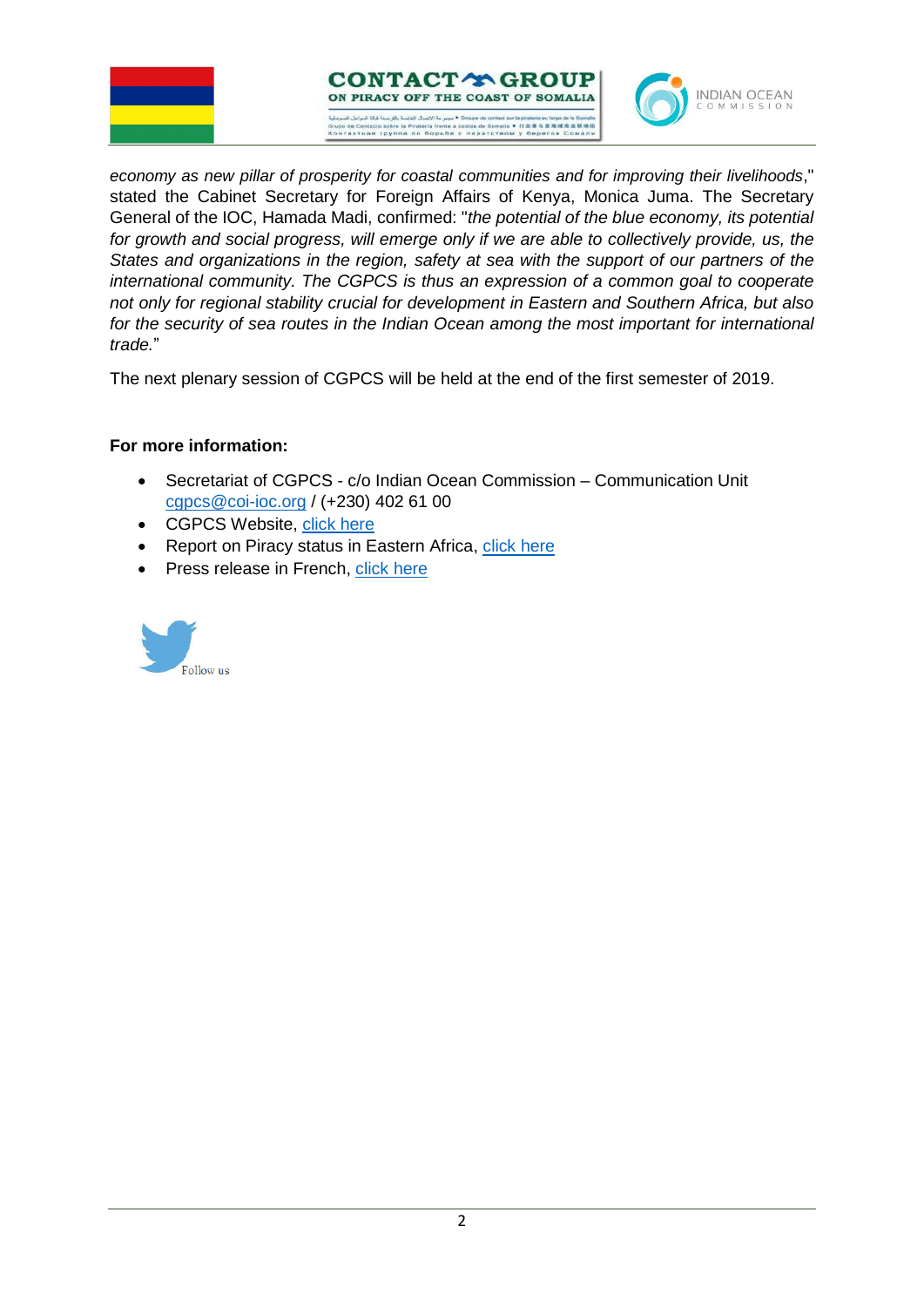*economy as new pillar of prosperity for coastal communities and for improving their livelihoods*," stated the Cabinet Secretary for Foreign Affairs of Kenya, Monica Juma. The Secretary General of the IOC, Hamada Madi, confirmed: "*the potential of the blue economy, its potential for growth and social progress, will emerge only if we are able to collectively provide, us, the States and organizations in the region, safety at sea with the support of our partners of the international community. The CGPCS is thus an expression of a common goal to cooperate not only for regional stability crucial for development in Eastern and Southern Africa, but also for the security of sea routes in the Indian Ocean among the most important for international trade.*"

The next plenary session of CGPCS will be held at the end of the first semester of 2019.

**For more information:**

- Secretariat of CGPCS - c/o Indian Ocean Commission – Communication Unit cgpcs@coi-ioc.org / (+230) 402 61 00
- CGPCS Website, click here
- Report on Piracy status in Eastern Africa, click here
- Press release in French, click here

Follow us